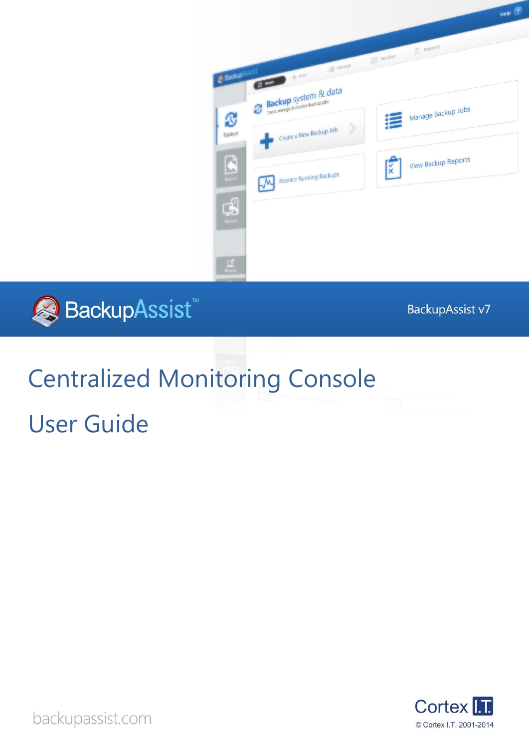BackupAssist™

BackupAssist v7

# Centralized Monitoring Console

# User Guide

backupassist.com

Cortex I.T.

© Cortex I.T. 2001-2014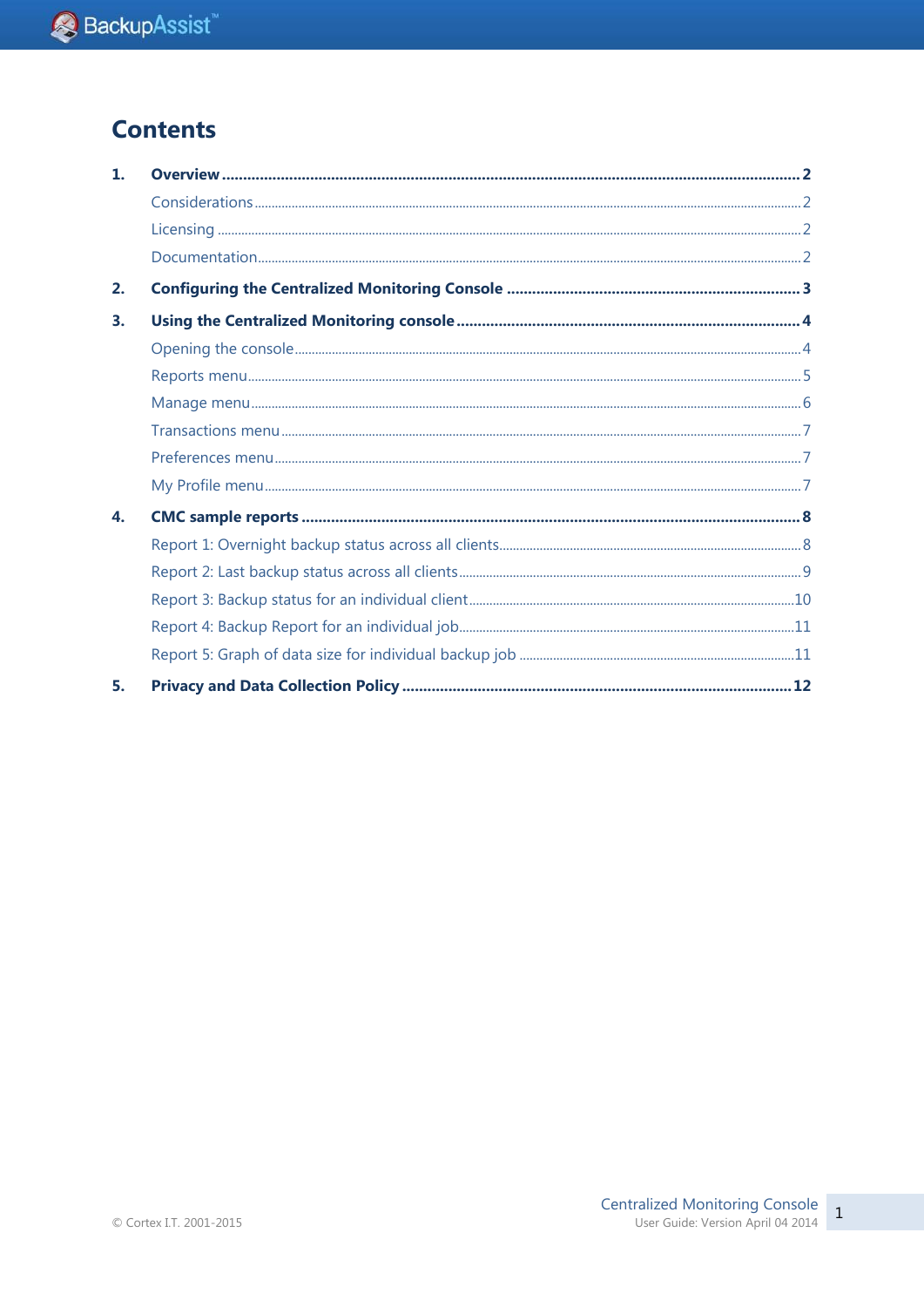# Contents

1. **Overview** .......... **2**
   - Considerations .......... 2
   - Licensing .......... 2
   - Documentation .......... 2
2. **Configuring the Centralized Monitoring Console** .......... **3**
3. **Using the Centralized Monitoring console** .......... **4**
   - Opening the console .......... 4
   - Reports menu .......... 5
   - Manage menu .......... 6
   - Transactions menu .......... 7
   - Preferences menu .......... 7
   - My Profile menu .......... 7
4. **CMC sample reports** .......... **8**
   - Report 1: Overnight backup status across all clients .......... 8
   - Report 2: Last backup status across all clients .......... 9
   - Report 3: Backup status for an individual client .......... 10
   - Report 4: Backup Report for an individual job .......... 11
   - Report 5: Graph of data size for individual backup job .......... 11
5. **Privacy and Data Collection Policy** .......... **12**

© Cortex I.T. 2001-2015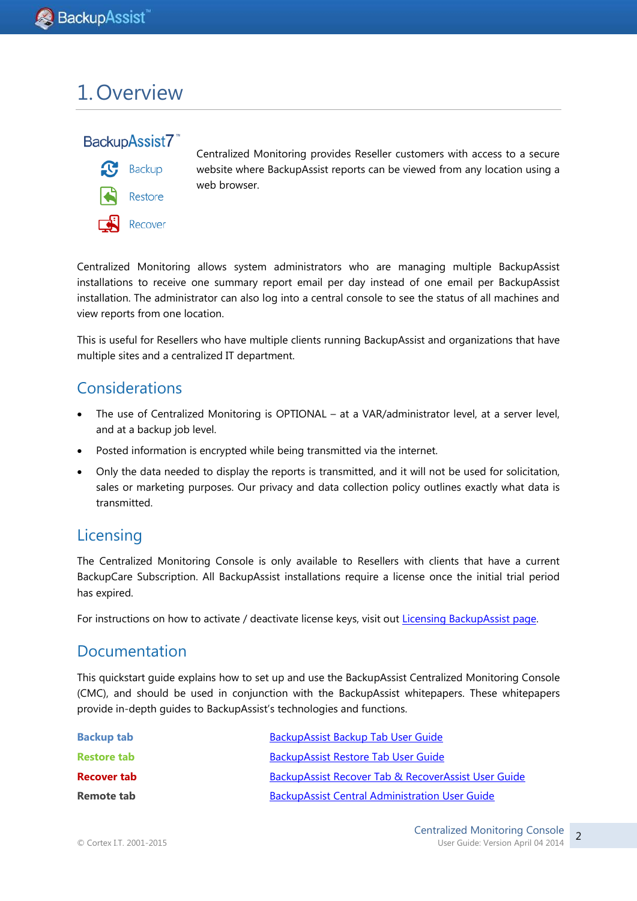# 1. Overview

BackupAssist7™

Backup

Restore

Recover

Centralized Monitoring provides Reseller customers with access to a secure website where BackupAssist reports can be viewed from any location using a web browser.

Centralized Monitoring allows system administrators who are managing multiple BackupAssist installations to receive one summary report email per day instead of one email per BackupAssist installation. The administrator can also log into a central console to see the status of all machines and view reports from one location.

This is useful for Resellers who have multiple clients running BackupAssist and organizations that have multiple sites and a centralized IT department.

## Considerations

- The use of Centralized Monitoring is OPTIONAL – at a VAR/administrator level, at a server level, and at a backup job level.
- Posted information is encrypted while being transmitted via the internet.
- Only the data needed to display the reports is transmitted, and it will not be used for solicitation, sales or marketing purposes. Our privacy and data collection policy outlines exactly what data is transmitted.

## Licensing

The Centralized Monitoring Console is only available to Resellers with clients that have a current BackupCare Subscription. All BackupAssist installations require a license once the initial trial period has expired.

For instructions on how to activate / deactivate license keys, visit out Licensing BackupAssist page.

## Documentation

This quickstart guide explains how to set up and use the BackupAssist Centralized Monitoring Console (CMC), and should be used in conjunction with the BackupAssist whitepapers. These whitepapers provide in-depth guides to BackupAssist's technologies and functions.

| | |
|---|---|
| **Backup tab** | BackupAssist Backup Tab User Guide |
| **Restore tab** | BackupAssist Restore Tab User Guide |
| **Recover tab** | BackupAssist Recover Tab & RecoverAssist User Guide |
| **Remote tab** | BackupAssist Central Administration User Guide |

© Cortex I.T. 2001-2015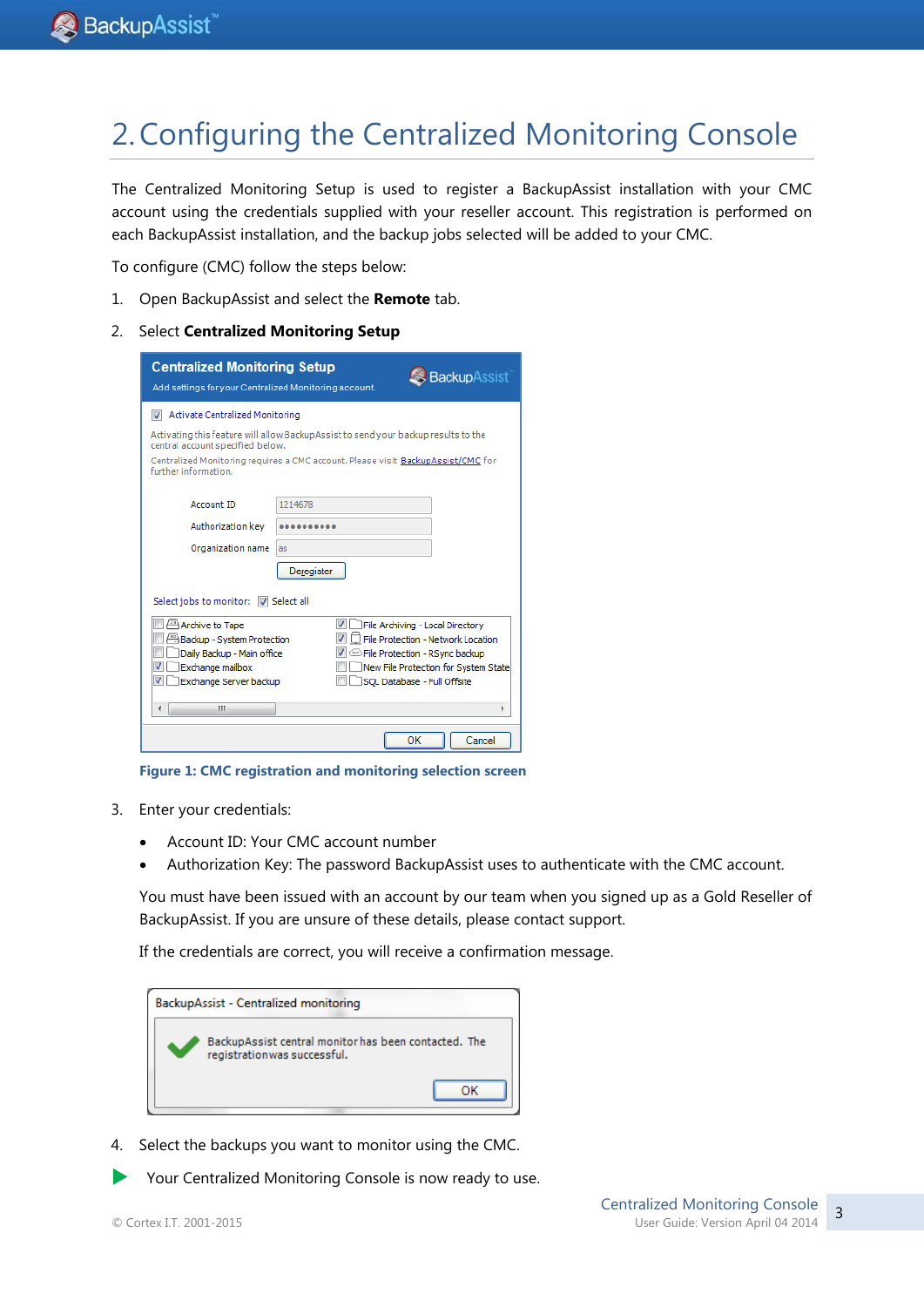# 2. Configuring the Centralized Monitoring Console

The Centralized Monitoring Setup is used to register a BackupAssist installation with your CMC account using the credentials supplied with your reseller account. This registration is performed on each BackupAssist installation, and the backup jobs selected will be added to your CMC.

To configure (CMC) follow the steps below:

1. Open BackupAssist and select the **Remote** tab.
2. Select **Centralized Monitoring Setup**

**Figure 1: CMC registration and monitoring selection screen**

3. Enter your credentials:
   - Account ID: Your CMC account number
   - Authorization Key: The password BackupAssist uses to authenticate with the CMC account.

   You must have been issued with an account by our team when you signed up as a Gold Reseller of BackupAssist. If you are unsure of these details, please contact support.

   If the credentials are correct, you will receive a confirmation message.

4. Select the backups you want to monitor using the CMC.

Your Centralized Monitoring Console is now ready to use.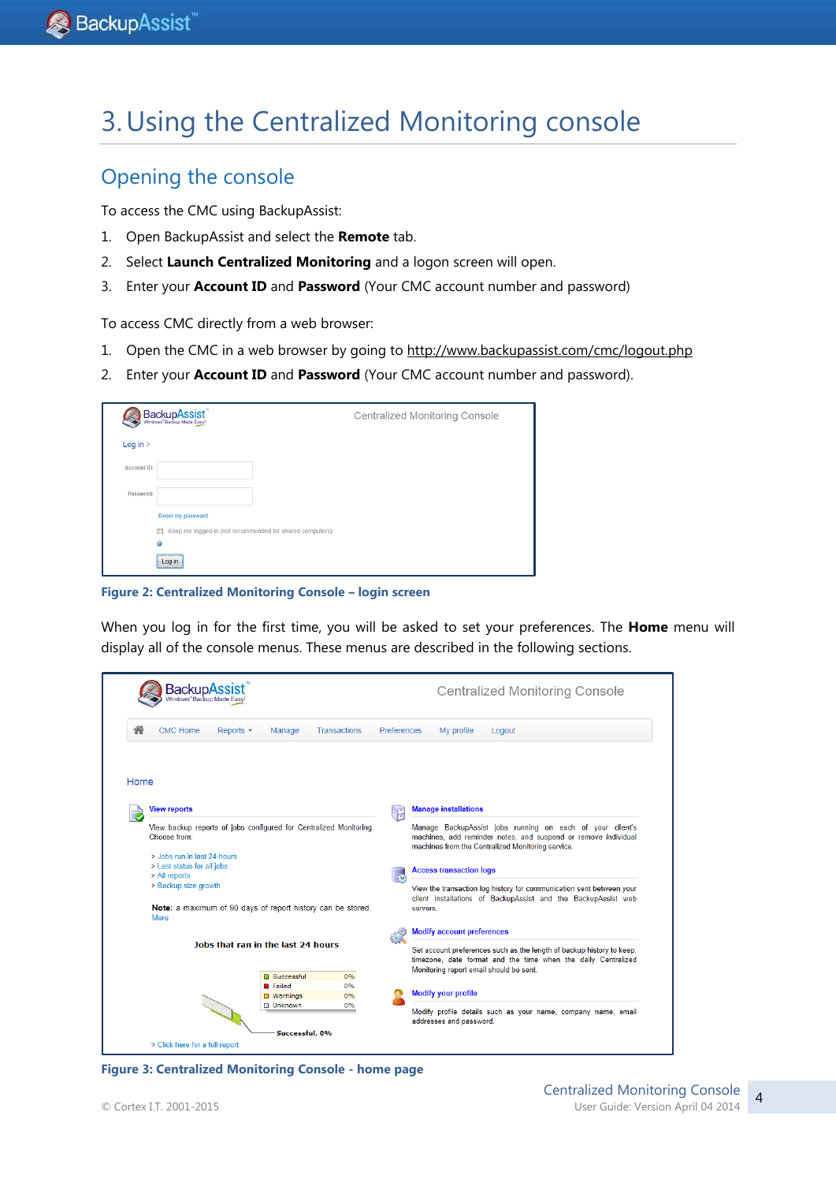# 3. Using the Centralized Monitoring console

## Opening the console

To access the CMC using BackupAssist:

1. Open BackupAssist and select the **Remote** tab.
2. Select **Launch Centralized Monitoring** and a logon screen will open.
3. Enter your **Account ID** and **Password** (Your CMC account number and password)

To access CMC directly from a web browser:

1. Open the CMC in a web browser by going to http://www.backupassist.com/cmc/logout.php
2. Enter your **Account ID** and **Password** (Your CMC account number and password).

**Figure 2: Centralized Monitoring Console – login screen**

When you log in for the first time, you will be asked to set your preferences. The **Home** menu will display all of the console menus. These menus are described in the following sections.

**Figure 3: Centralized Monitoring Console - home page**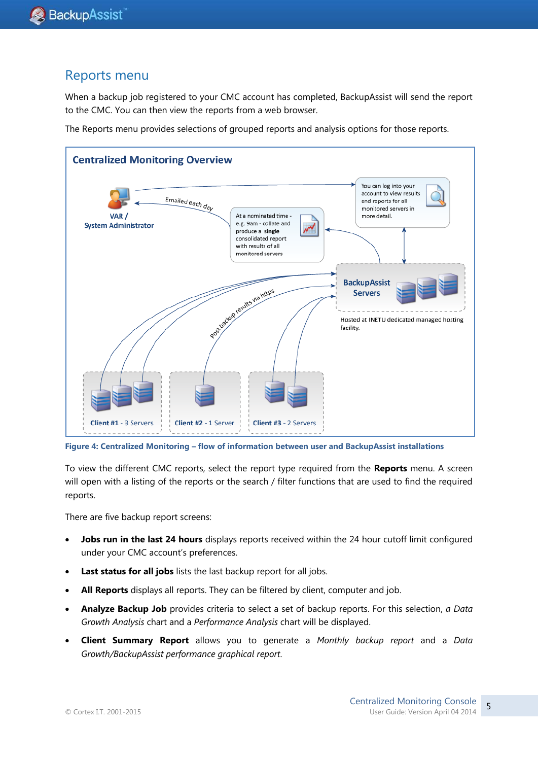## Reports menu

When a backup job registered to your CMC account has completed, BackupAssist will send the report to the CMC. You can then view the reports from a web browser.

The Reports menu provides selections of grouped reports and analysis options for those reports.

**Centralized Monitoring Overview**

VAR / System Administrator

Emailed each day

At a nominated time - e.g. 9am - collate and produce a **single** consolidated report with results of all monitored servers

You can log into your account to view results and reports for all monitored servers in more detail.

BackupAssist Servers

Hosted at INETU dedicated managed hosting facility.

Post backup results via https

Client #1 - 3 Servers

Client #2 - 1 Server

Client #3 - 2 Servers

**Figure 4: Centralized Monitoring – flow of information between user and BackupAssist installations**

To view the different CMC reports, select the report type required from the **Reports** menu. A screen will open with a listing of the reports or the search / filter functions that are used to find the required reports.

There are five backup report screens:

- **Jobs run in the last 24 hours** displays reports received within the 24 hour cutoff limit configured under your CMC account's preferences.
- **Last status for all jobs** lists the last backup report for all jobs.
- **All Reports** displays all reports. They can be filtered by client, computer and job.
- **Analyze Backup Job** provides criteria to select a set of backup reports. For this selection, *a Data Growth Analysis* chart and a *Performance Analysis* chart will be displayed.
- **Client Summary Report** allows you to generate a *Monthly backup report* and a *Data Growth/BackupAssist performance graphical report*.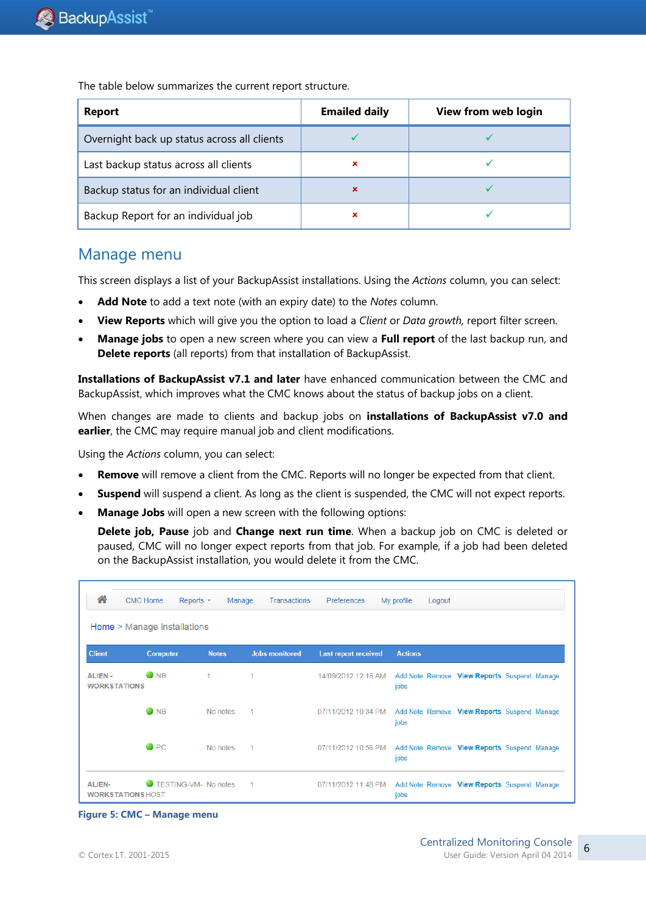The table below summarizes the current report structure.

| Report | Emailed daily | View from web login |
|---|---|---|
| Overnight back up status across all clients | ✓ | ✓ |
| Last backup status across all clients | ✗ | ✓ |
| Backup status for an individual client | ✗ | ✓ |
| Backup Report for an individual job | ✗ | ✓ |

## Manage menu

This screen displays a list of your BackupAssist installations. Using the *Actions* column, you can select:

- **Add Note** to add a text note (with an expiry date) to the *Notes* column.
- **View Reports** which will give you the option to load a *Client* or *Data growth,* report filter screen.
- **Manage jobs** to open a new screen where you can view a **Full report** of the last backup run, and **Delete reports** (all reports) from that installation of BackupAssist.

**Installations of BackupAssist v7.1 and later** have enhanced communication between the CMC and BackupAssist, which improves what the CMC knows about the status of backup jobs on a client.

When changes are made to clients and backup jobs on **installations of BackupAssist v7.0 and earlier**, the CMC may require manual job and client modifications.

Using the *Actions* column, you can select:

- **Remove** will remove a client from the CMC. Reports will no longer be expected from that client.
- **Suspend** will suspend a client. As long as the client is suspended, the CMC will not expect reports.
- **Manage Jobs** will open a new screen with the following options:

  **Delete job, Pause** job and **Change next run time**. When a backup job on CMC is deleted or paused, CMC will no longer expect reports from that job. For example, if a job had been deleted on the BackupAssist installation, you would delete it from the CMC.

CMC Home | Reports | Manage | Transactions | Preferences | My profile | Logout

Home > Manage installations

| Client | Computer | Notes | Jobs monitored | Last report received | Actions |
|---|---|---|---|---|---|
| ALIEN - WORKSTATIONS | NB | 1 | 1 | 14/09/2012 12:16 AM | Add Note Remove View Reports Suspend Manage jobs |
| | NB | No notes | 1 | 07/11/2012 10:34 PM | Add Note Remove View Reports Suspend Manage jobs |
| | PC | No notes | 1 | 07/11/2012 10:56 PM | Add Note Remove View Reports Suspend Manage jobs |
| ALIEN-WORKSTATIONS | TESTING-VM-HOST | No notes | 1 | 07/11/2012 11:48 PM | Add Note Remove View Reports Suspend Manage jobs |

**Figure 5: CMC – Manage menu**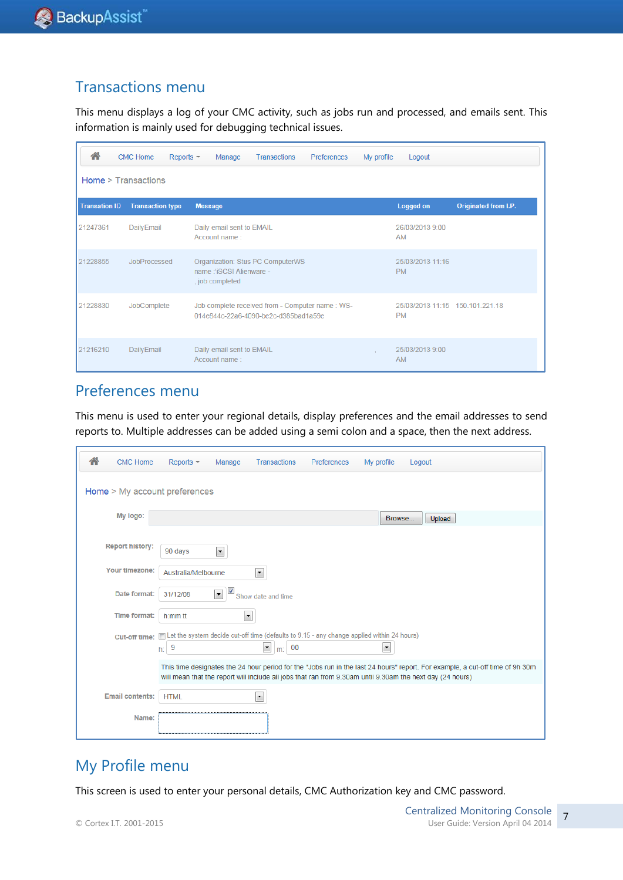## Transactions menu

This menu displays a log of your CMC activity, such as jobs run and processed, and emails sent. This information is mainly used for debugging technical issues.

CMC Home | Reports | Manage | Transactions | Preferences | My profile | Logout

Home > Transactions

| Transaction ID | Transaction type | Message | Logged on | Originated from I.P. |
|---|---|---|---|---|
| 21247361 | DailyEmail | Daily email sent to EMAIL Account name : | 26/03/2013 9:00 AM | |
| 21228855 | JobProcessed | Organization: Stus PC ComputerWS name :iSCSI Alienware - , job completed | 25/03/2013 11:16 PM | |
| 21228830 | JobComplete | Job complete received from - Computer name : WS-014e844c-22a6-4090-be2c-d385bad1a59e | 25/03/2013 11:15 PM | 150.101.221.18 |
| 21216210 | DailyEmail | Daily email sent to EMAIL Account name : | 25/03/2013 9:00 AM | |

## Preferences menu

This menu is used to enter your regional details, display preferences and the email addresses to send reports to. Multiple addresses can be added using a semi colon and a space, then the next address.

CMC Home | Reports | Manage | Transactions | Preferences | My profile | Logout

Home > My account preferences

- **My logo:** [Browse...] [Upload]
- **Report history:** 90 days
- **Your timezone:** Australia/Melbourne
- **Date format:** 31/12/08 ☑ Show date and time
- **Time format:** h:mm tt
- **Cut-off time:** ☐ Let the system decide cut-off time (defaults to 9.15 - any change applied within 24 hours)
  h: 9 m: 00
  This time designates the 24 hour period for the "Jobs run in the last 24 hours" report. For example, a cut-off time of 9h 30m will mean that the report will include all jobs that ran from 9.30am until 9.30am the next day (24 hours)
- **Email contents:** HTML
- **Name:**

## My Profile menu

This screen is used to enter your personal details, CMC Authorization key and CMC password.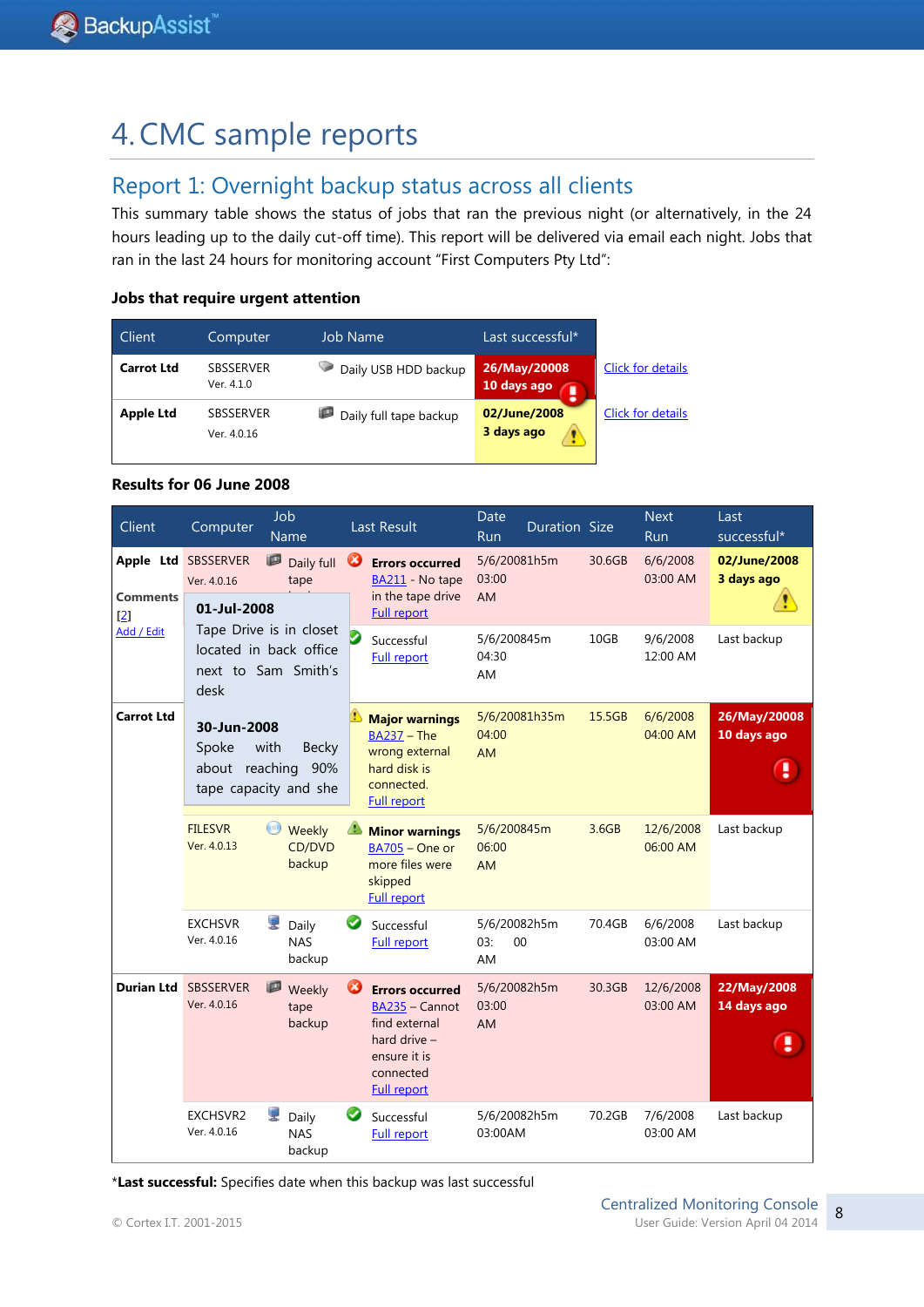# 4. CMC sample reports

## Report 1: Overnight backup status across all clients

This summary table shows the status of jobs that ran the previous night (or alternatively, in the 24 hours leading up to the daily cut-off time). This report will be delivered via email each night. Jobs that ran in the last 24 hours for monitoring account "First Computers Pty Ltd":

**Jobs that require urgent attention**

| Client | Computer | Job Name | Last successful* | |
|---|---|---|---|---|
| **Carrot Ltd** | SBSSERVER Ver. 4.1.0 | Daily USB HDD backup | **26/May/20008 10 days ago** | Click for details |
| **Apple Ltd** | SBSSERVER Ver. 4.0.16 | Daily full tape backup | **02/June/2008 3 days ago** | Click for details |

**Results for 06 June 2008**

| Client | Computer | Job Name | Last Result | Date Run | Duration | Size | Next Run | Last successful* |
|---|---|---|---|---|---|---|---|---|
| **Apple Ltd** | SBSSERVER Ver. 4.0.16 | Daily full tape | **Errors occurred** BA211 - No tape in the tape drive Full report | 5/6/2008 03:00 AM | 1h5m | 30.6GB | 6/6/2008 03:00 AM | **02/June/2008 3 days ago** |
| **Comments** [2] Add / Edit<br>**01-Jul-2008** Tape Drive is in closet located in back office next to Sam Smith's desk<br>**30-Jun-2008** Spoke with Becky about reaching 90% tape capacity and she | | | Successful Full report | 5/6/2008 04:30 AM | 45m | 10GB | 9/6/2008 12:00 AM | Last backup |
| **Carrot Ltd** | | | **Major warnings** BA237 – The wrong external hard disk is connected. Full report | 5/6/2008 04:00 AM | 1h35m | 15.5GB | 6/6/2008 04:00 AM | **26/May/20008 10 days ago** |
| | FILESVR Ver. 4.0.13 | Weekly CD/DVD backup | **Minor warnings** BA705 – One or more files were skipped Full report | 5/6/2008 06:00 AM | 45m | 3.6GB | 12/6/2008 06:00 AM | Last backup |
| | EXCHSVR Ver. 4.0.16 | Daily NAS backup | Successful Full report | 5/6/2008 03:00 AM | 2h5m | 70.4GB | 6/6/2008 03:00 AM | Last backup |
| **Durian Ltd** | SBSSERVER Ver. 4.0.16 | Weekly tape backup | **Errors occurred** BA235 – Cannot find external hard drive – ensure it is connected Full report | 5/6/2008 03:00 AM | 2h5m | 30.3GB | 12/6/2008 03:00 AM | **22/May/2008 14 days ago** |
| | EXCHSVR2 Ver. 4.0.16 | Daily NAS backup | Successful Full report | 5/6/2008 03:00AM | 2h5m | 70.2GB | 7/6/2008 03:00 AM | Last backup |

***Last successful:** Specifies date when this backup was last successful

© Cortex I.T. 2001-2015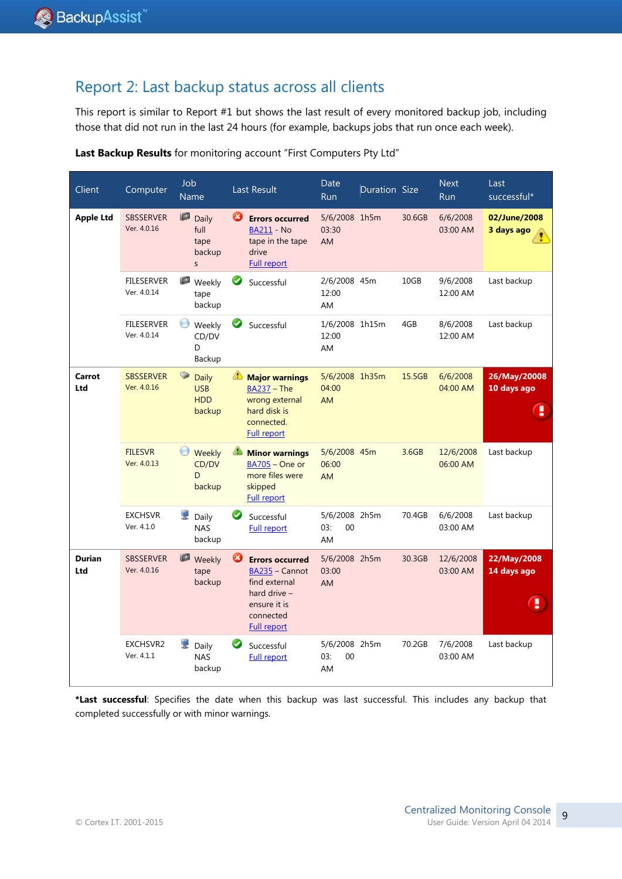# Report 2: Last backup status across all clients

This report is similar to Report #1 but shows the last result of every monitored backup job, including those that did not run in the last 24 hours (for example, backups jobs that run once each week).

**Last Backup Results** for monitoring account "First Computers Pty Ltd"

| Client | Computer | Job Name | Last Result | Date Run | Duration | Size | Next Run | Last successful* |
|---|---|---|---|---|---|---|---|---|
| **Apple Ltd** | SBSSERVER Ver. 4.0.16 | Daily full tape backups | **Errors occurred** BA211 - No tape in the tape drive Full report | 5/6/2008 03:30 AM | 1h5m | 30.6GB | 6/6/2008 03:00 AM | **02/June/2008 3 days ago** |
| | FILESERVER Ver. 4.0.14 | Weekly tape backup | Successful | 2/6/2008 12:00 AM | 45m | 10GB | 9/6/2008 12:00 AM | Last backup |
| | FILESERVER Ver. 4.0.14 | Weekly CD/DVD Backup | Successful | 1/6/2008 12:00 AM | 1h15m | 4GB | 8/6/2008 12:00 AM | Last backup |
| **Carrot Ltd** | SBSSERVER Ver. 4.0.16 | Daily USB HDD backup | **Major warnings** BA237 – The wrong external hard disk is connected. Full report | 5/6/2008 04:00 AM | 1h35m | 15.5GB | 6/6/2008 04:00 AM | **26/May/20008 10 days ago** |
| | FILESVR Ver. 4.0.13 | Weekly CD/DVD backup | **Minor warnings** BA705 – One or more files were skipped Full report | 5/6/2008 06:00 AM | 45m | 3.6GB | 12/6/2008 06:00 AM | Last backup |
| | EXCHSVR Ver. 4.1.0 | Daily NAS backup | Successful Full report | 5/6/2008 03: 00 AM | 2h5m | 70.4GB | 6/6/2008 03:00 AM | Last backup |
| **Durian Ltd** | SBSSERVER Ver. 4.0.16 | Weekly tape backup | **Errors occurred** BA235 – Cannot find external hard drive – ensure it is connected Full report | 5/6/2008 03:00 AM | 2h5m | 30.3GB | 12/6/2008 03:00 AM | **22/May/2008 14 days ago** |
| | EXCHSVR2 Ver. 4.1.1 | Daily NAS backup | Successful Full report | 5/6/2008 03: 00 AM | 2h5m | 70.2GB | 7/6/2008 03:00 AM | Last backup |

***Last successful**: Specifies the date when this backup was last successful. This includes any backup that completed successfully or with minor warnings.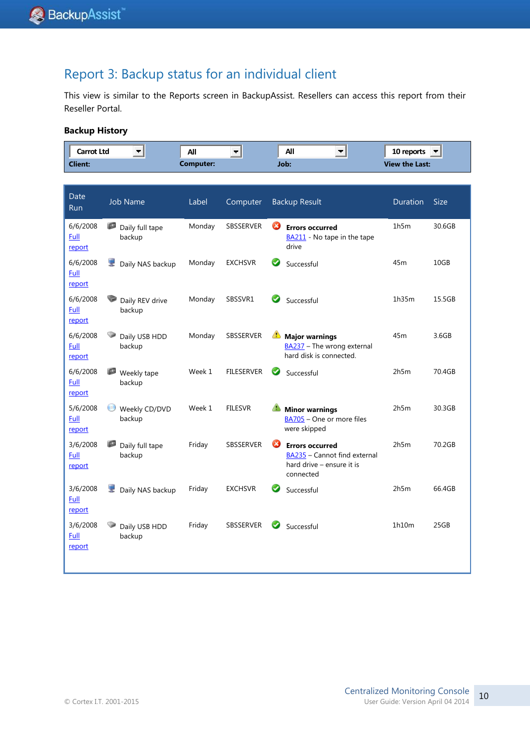## Report 3: Backup status for an individual client

This view is similar to the Reports screen in BackupAssist. Resellers can access this report from their Reseller Portal.

### Backup History

| Client: | Computer: | Job: | View the Last: |
|---|---|---|---|
| Carrot Ltd | All | All | 10 reports |

| Date Run | Job Name | Label | Computer | Backup Result | Duration | Size |
|---|---|---|---|---|---|---|
| 6/6/2008 Full report | Daily full tape backup | Monday | SBSSERVER | **Errors occurred** BA211 - No tape in the tape drive | 1h5m | 30.6GB |
| 6/6/2008 Full report | Daily NAS backup | Monday | EXCHSVR | Successful | 45m | 10GB |
| 6/6/2008 Full report | Daily REV drive backup | Monday | SBSSVR1 | Successful | 1h35m | 15.5GB |
| 6/6/2008 Full report | Daily USB HDD backup | Monday | SBSSERVER | **Major warnings** BA237 – The wrong external hard disk is connected. | 45m | 3.6GB |
| 6/6/2008 Full report | Weekly tape backup | Week 1 | FILESERVER | Successful | 2h5m | 70.4GB |
| 5/6/2008 Full report | Weekly CD/DVD backup | Week 1 | FILESVR | **Minor warnings** BA705 – One or more files were skipped | 2h5m | 30.3GB |
| 3/6/2008 Full report | Daily full tape backup | Friday | SBSSERVER | **Errors occurred** BA235 – Cannot find external hard drive – ensure it is connected | 2h5m | 70.2GB |
| 3/6/2008 Full report | Daily NAS backup | Friday | EXCHSVR | Successful | 2h5m | 66.4GB |
| 3/6/2008 Full report | Daily USB HDD backup | Friday | SBSSERVER | Successful | 1h10m | 25GB |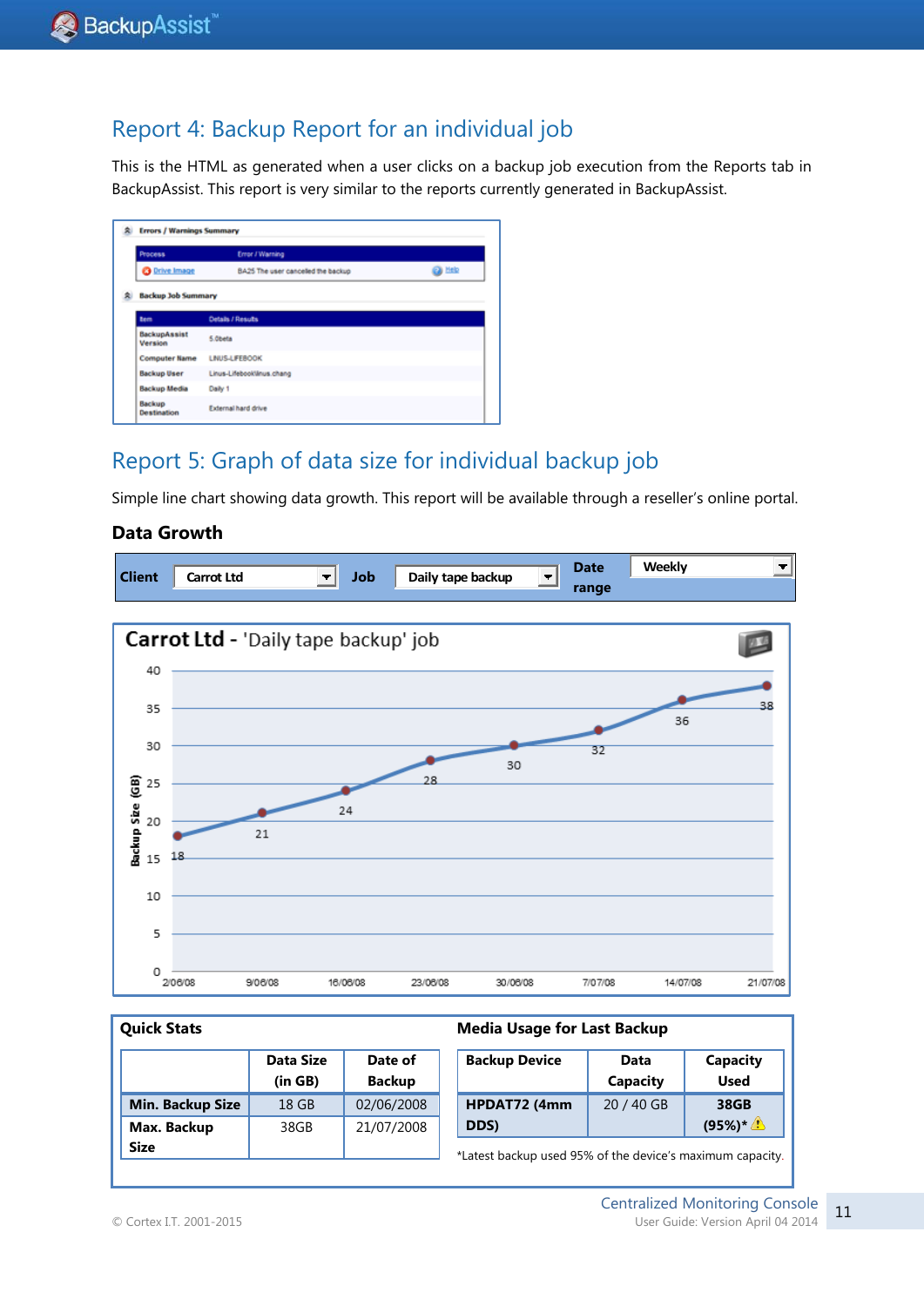## Report 4: Backup Report for an individual job

This is the HTML as generated when a user clicks on a backup job execution from the Reports tab in BackupAssist. This report is very similar to the reports currently generated in BackupAssist.

**Errors / Warnings Summary**

| Process | Error / Warning | |
|---|---|---|
| Drive Image | BA25 The user cancelled the backup | Help |

**Backup Job Summary**

| Item | Details / Results |
|---|---|
| BackupAssist Version | 5.0beta |
| Computer Name | LINUS-LIFEBOOK |
| Backup User | Linus-Lifebook\linus.chang |
| Backup Media | Daily 1 |
| Backup Destination | External hard drive |

## Report 5: Graph of data size for individual backup job

Simple line chart showing data growth. This report will be available through a reseller's online portal.

### Data Growth

Client: Carrot Ltd | Job: Daily tape backup | Date range: Weekly

**Carrot Ltd - 'Daily tape backup' job**

| Date | Backup Size (GB) |
|---|---|
| 2/06/08 | 18 |
| 9/06/08 | 21 |
| 16/06/08 | 24 |
| 23/06/08 | 28 |
| 30/06/08 | 30 |
| 7/07/08 | 32 |
| 14/07/08 | 36 |
| 21/07/08 | 38 |

**Quick Stats**

| | Data Size (in GB) | Date of Backup |
|---|---|---|
| Min. Backup Size | 18 GB | 02/06/2008 |
| Max. Backup Size | 38GB | 21/07/2008 |

**Media Usage for Last Backup**

| Backup Device | Data Capacity | Capacity Used |
|---|---|---|
| HPDAT72 (4mm DDS) | 20 / 40 GB | 38GB (95%)* ⚠ |

*Latest backup used 95% of the device's maximum capacity.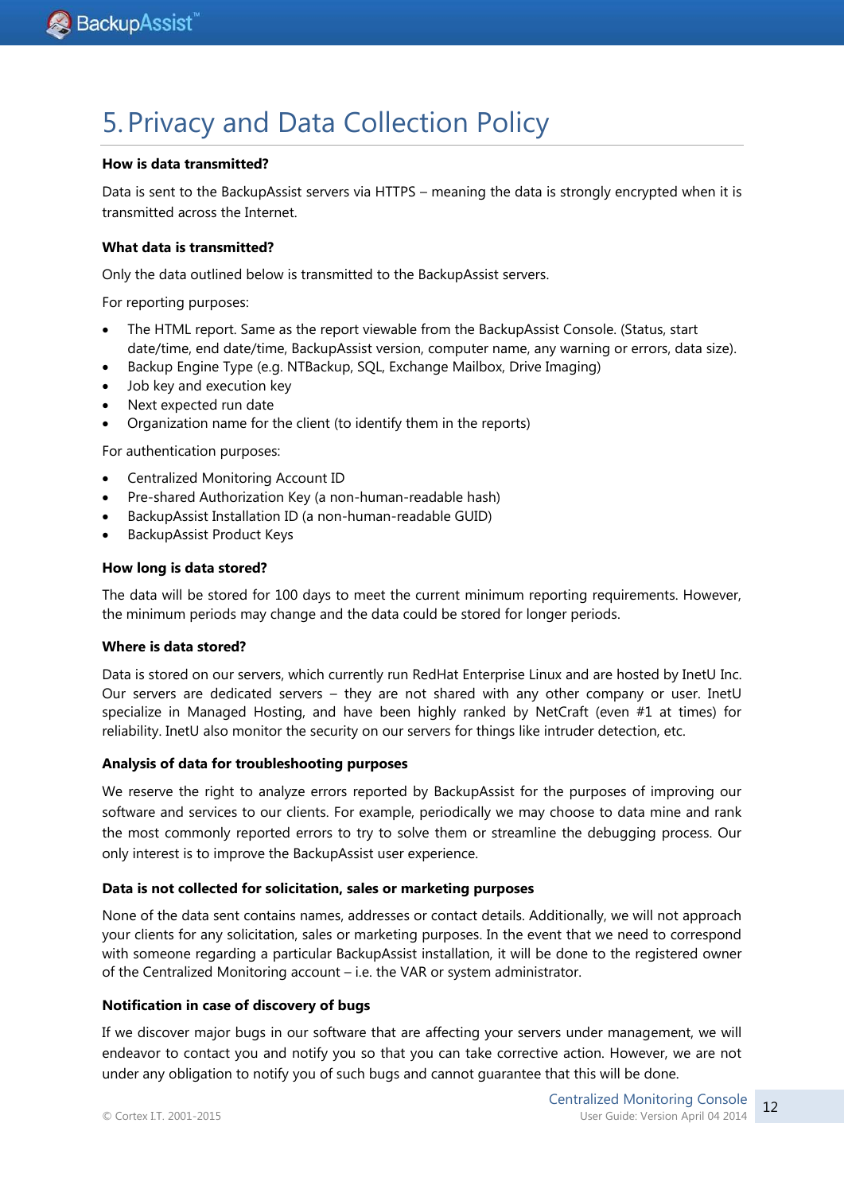# 5. Privacy and Data Collection Policy

**How is data transmitted?**

Data is sent to the BackupAssist servers via HTTPS – meaning the data is strongly encrypted when it is transmitted across the Internet.

**What data is transmitted?**

Only the data outlined below is transmitted to the BackupAssist servers.

For reporting purposes:

- The HTML report. Same as the report viewable from the BackupAssist Console. (Status, start date/time, end date/time, BackupAssist version, computer name, any warning or errors, data size).
- Backup Engine Type (e.g. NTBackup, SQL, Exchange Mailbox, Drive Imaging)
- Job key and execution key
- Next expected run date
- Organization name for the client (to identify them in the reports)

For authentication purposes:

- Centralized Monitoring Account ID
- Pre-shared Authorization Key (a non-human-readable hash)
- BackupAssist Installation ID (a non-human-readable GUID)
- BackupAssist Product Keys

**How long is data stored?**

The data will be stored for 100 days to meet the current minimum reporting requirements. However, the minimum periods may change and the data could be stored for longer periods.

**Where is data stored?**

Data is stored on our servers, which currently run RedHat Enterprise Linux and are hosted by InetU Inc. Our servers are dedicated servers – they are not shared with any other company or user. InetU specialize in Managed Hosting, and have been highly ranked by NetCraft (even #1 at times) for reliability. InetU also monitor the security on our servers for things like intruder detection, etc.

**Analysis of data for troubleshooting purposes**

We reserve the right to analyze errors reported by BackupAssist for the purposes of improving our software and services to our clients. For example, periodically we may choose to data mine and rank the most commonly reported errors to try to solve them or streamline the debugging process. Our only interest is to improve the BackupAssist user experience.

**Data is not collected for solicitation, sales or marketing purposes**

None of the data sent contains names, addresses or contact details. Additionally, we will not approach your clients for any solicitation, sales or marketing purposes. In the event that we need to correspond with someone regarding a particular BackupAssist installation, it will be done to the registered owner of the Centralized Monitoring account – i.e. the VAR or system administrator.

**Notification in case of discovery of bugs**

If we discover major bugs in our software that are affecting your servers under management, we will endeavor to contact you and notify you so that you can take corrective action. However, we are not under any obligation to notify you of such bugs and cannot guarantee that this will be done.